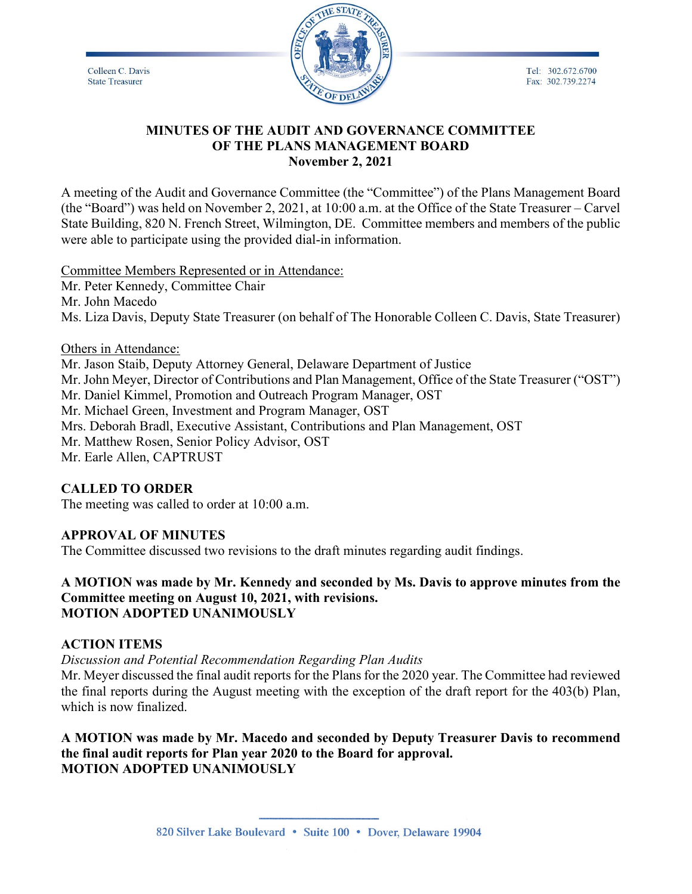Colleen C. Davis
State Treasurer

Tel: 302.672.6700
Fax: 302.739.2274

# MINUTES OF THE AUDIT AND GOVERNANCE COMMITTEE OF THE PLANS MANAGEMENT BOARD
## November 2, 2021

A meeting of the Audit and Governance Committee (the "Committee") of the Plans Management Board (the "Board") was held on November 2, 2021, at 10:00 a.m. at the Office of the State Treasurer – Carvel State Building, 820 N. French Street, Wilmington, DE. Committee members and members of the public were able to participate using the provided dial-in information.

Committee Members Represented or in Attendance:
Mr. Peter Kennedy, Committee Chair
Mr. John Macedo
Ms. Liza Davis, Deputy State Treasurer (on behalf of The Honorable Colleen C. Davis, State Treasurer)

Others in Attendance:
Mr. Jason Staib, Deputy Attorney General, Delaware Department of Justice
Mr. John Meyer, Director of Contributions and Plan Management, Office of the State Treasurer ("OST")
Mr. Daniel Kimmel, Promotion and Outreach Program Manager, OST
Mr. Michael Green, Investment and Program Manager, OST
Mrs. Deborah Bradl, Executive Assistant, Contributions and Plan Management, OST
Mr. Matthew Rosen, Senior Policy Advisor, OST
Mr. Earle Allen, CAPTRUST

**CALLED TO ORDER**
The meeting was called to order at 10:00 a.m.

**APPROVAL OF MINUTES**
The Committee discussed two revisions to the draft minutes regarding audit findings.

**A MOTION was made by Mr. Kennedy and seconded by Ms. Davis to approve minutes from the Committee meeting on August 10, 2021, with revisions.**
**MOTION ADOPTED UNANIMOUSLY**

**ACTION ITEMS**
*Discussion and Potential Recommendation Regarding Plan Audits*
Mr. Meyer discussed the final audit reports for the Plans for the 2020 year. The Committee had reviewed the final reports during the August meeting with the exception of the draft report for the 403(b) Plan, which is now finalized.

**A MOTION was made by Mr. Macedo and seconded by Deputy Treasurer Davis to recommend the final audit reports for Plan year 2020 to the Board for approval.**
**MOTION ADOPTED UNANIMOUSLY**

820 Silver Lake Boulevard • Suite 100 • Dover, Delaware 19904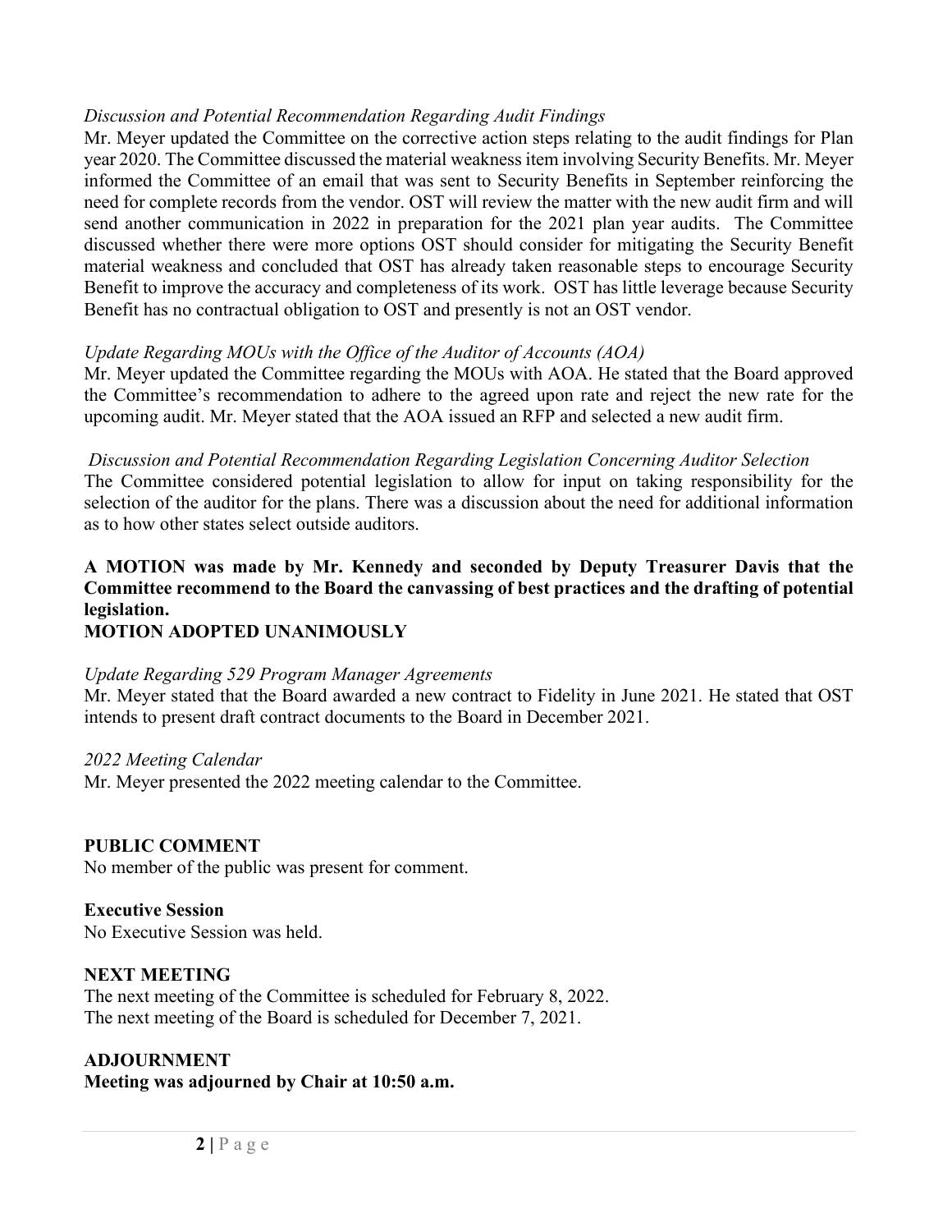*Discussion and Potential Recommendation Regarding Audit Findings*
Mr. Meyer updated the Committee on the corrective action steps relating to the audit findings for Plan year 2020. The Committee discussed the material weakness item involving Security Benefits. Mr. Meyer informed the Committee of an email that was sent to Security Benefits in September reinforcing the need for complete records from the vendor. OST will review the matter with the new audit firm and will send another communication in 2022 in preparation for the 2021 plan year audits. The Committee discussed whether there were more options OST should consider for mitigating the Security Benefit material weakness and concluded that OST has already taken reasonable steps to encourage Security Benefit to improve the accuracy and completeness of its work. OST has little leverage because Security Benefit has no contractual obligation to OST and presently is not an OST vendor.

*Update Regarding MOUs with the Office of the Auditor of Accounts (AOA)*
Mr. Meyer updated the Committee regarding the MOUs with AOA. He stated that the Board approved the Committee's recommendation to adhere to the agreed upon rate and reject the new rate for the upcoming audit. Mr. Meyer stated that the AOA issued an RFP and selected a new audit firm.

*Discussion and Potential Recommendation Regarding Legislation Concerning Auditor Selection*
The Committee considered potential legislation to allow for input on taking responsibility for the selection of the auditor for the plans. There was a discussion about the need for additional information as to how other states select outside auditors.

**A MOTION was made by Mr. Kennedy and seconded by Deputy Treasurer Davis that the Committee recommend to the Board the canvassing of best practices and the drafting of potential legislation.**
**MOTION ADOPTED UNANIMOUSLY**

*Update Regarding 529 Program Manager Agreements*
Mr. Meyer stated that the Board awarded a new contract to Fidelity in June 2021. He stated that OST intends to present draft contract documents to the Board in December 2021.

*2022 Meeting Calendar*
Mr. Meyer presented the 2022 meeting calendar to the Committee.

**PUBLIC COMMENT**
No member of the public was present for comment.

**Executive Session**
No Executive Session was held.

**NEXT MEETING**
The next meeting of the Committee is scheduled for February 8, 2022.
The next meeting of the Board is scheduled for December 7, 2021.

**ADJOURNMENT**
**Meeting was adjourned by Chair at 10:50 a.m.**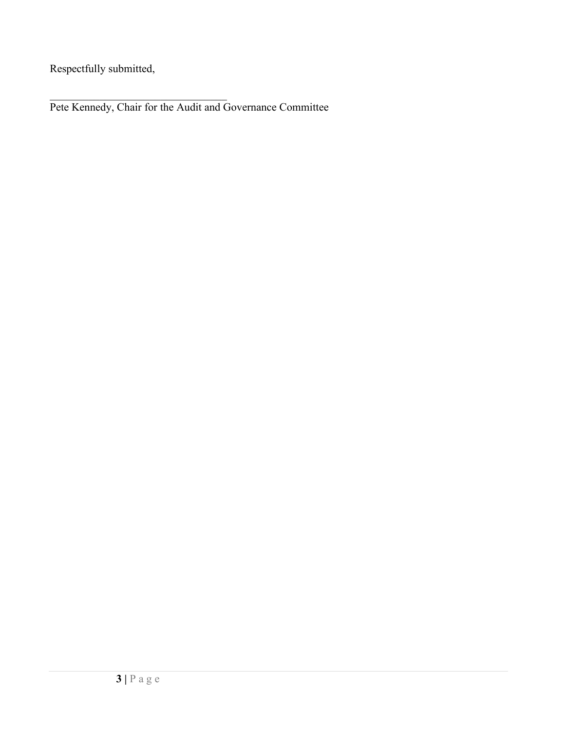Respectfully submitted,

\_\_\_\_\_\_\_\_\_\_\_\_\_\_\_\_\_\_\_\_\_\_\_\_\_\_\_\_\_\_\_\_\_\_

Pete Kennedy, Chair for the Audit and Governance Committee